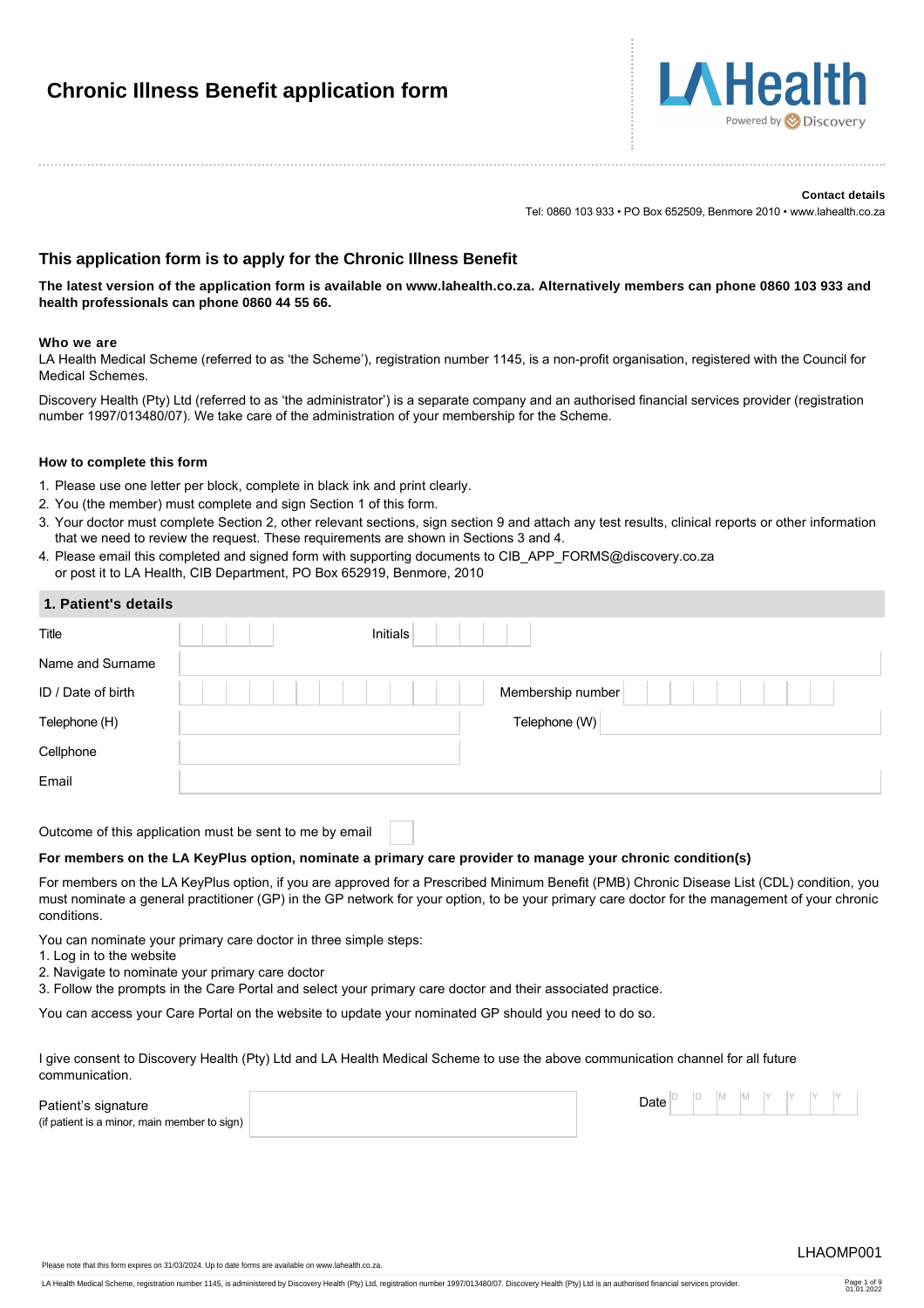# Chronic Illness Benefit application form

LA Health
Powered by Discovery

**Contact details**
Tel: 0860 103 933 • PO Box 652509, Benmore 2010 • www.lahealth.co.za

## This application form is to apply for the Chronic Illness Benefit

**The latest version of the application form is available on www.lahealth.co.za. Alternatively members can phone 0860 103 933 and health professionals can phone 0860 44 55 66.**

### Who we are

LA Health Medical Scheme (referred to as 'the Scheme'), registration number 1145, is a non-profit organisation, registered with the Council for Medical Schemes.

Discovery Health (Pty) Ltd (referred to as 'the administrator') is a separate company and an authorised financial services provider (registration number 1997/013480/07). We take care of the administration of your membership for the Scheme.

### How to complete this form

1. Please use one letter per block, complete in black ink and print clearly.
2. You (the member) must complete and sign Section 1 of this form.
3. Your doctor must complete Section 2, other relevant sections, sign section 9 and attach any test results, clinical reports or other information that we need to review the request. These requirements are shown in Sections 3 and 4.
4. Please email this completed and signed form with supporting documents to CIB_APP_FORMS@discovery.co.za or post it to LA Health, CIB Department, PO Box 652919, Benmore, 2010

## 1. Patient's details

| | | | |
|---|---|---|---|
| Title | | Initials | |
| Name and Surname | | | |
| ID / Date of birth | | Membership number | |
| Telephone (H) | | Telephone (W) | |
| Cellphone | | | |
| Email | | | |

Outcome of this application must be sent to me by email ☐

**For members on the LA KeyPlus option, nominate a primary care provider to manage your chronic condition(s)**

For members on the LA KeyPlus option, if you are approved for a Prescribed Minimum Benefit (PMB) Chronic Disease List (CDL) condition, you must nominate a general practitioner (GP) in the GP network for your option, to be your primary care doctor for the management of your chronic conditions.

You can nominate your primary care doctor in three simple steps:
1. Log in to the website
2. Navigate to nominate your primary care doctor
3. Follow the prompts in the Care Portal and select your primary care doctor and their associated practice.

You can access your Care Portal on the website to update your nominated GP should you need to do so.

I give consent to Discovery Health (Pty) Ltd and LA Health Medical Scheme to use the above communication channel for all future communication.

| | | | |
|---|---|---|---|
| Patient's signature (if patient is a minor, main member to sign) | | Date | D D M M Y Y Y Y |

LHAOMP001

Please note that this form expires on 31/03/2024. Up to date forms are available on www.lahealth.co.za.

LA Health Medical Scheme, registration number 1145, is administered by Discovery Health (Pty) Ltd, registration number 1997/013480/07. Discovery Health (Pty) Ltd is an authorised financial services provider.

01.01.2022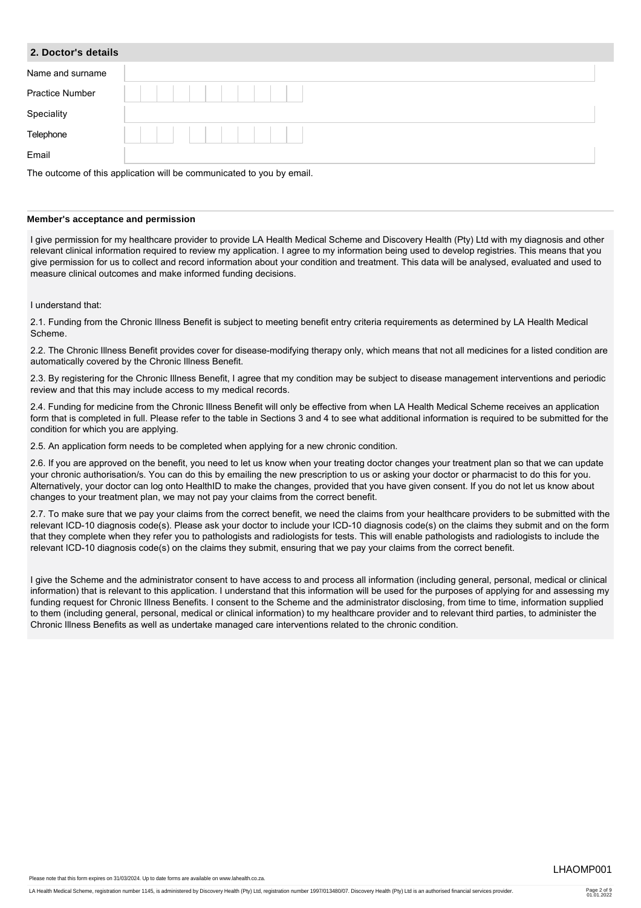## 2. Doctor's details

| | |
|---|---|
| Name and surname | |
| Practice Number | |
| Speciality | |
| Telephone | |
| Email | |

The outcome of this application will be communicated to you by email.

**Member's acceptance and permission**

I give permission for my healthcare provider to provide LA Health Medical Scheme and Discovery Health (Pty) Ltd with my diagnosis and other relevant clinical information required to review my application. I agree to my information being used to develop registries. This means that you give permission for us to collect and record information about your condition and treatment. This data will be analysed, evaluated and used to measure clinical outcomes and make informed funding decisions.

I understand that:

2.1. Funding from the Chronic Illness Benefit is subject to meeting benefit entry criteria requirements as determined by LA Health Medical Scheme.

2.2. The Chronic Illness Benefit provides cover for disease-modifying therapy only, which means that not all medicines for a listed condition are automatically covered by the Chronic Illness Benefit.

2.3. By registering for the Chronic Illness Benefit, I agree that my condition may be subject to disease management interventions and periodic review and that this may include access to my medical records.

2.4. Funding for medicine from the Chronic Illness Benefit will only be effective from when LA Health Medical Scheme receives an application form that is completed in full. Please refer to the table in Sections 3 and 4 to see what additional information is required to be submitted for the condition for which you are applying.

2.5. An application form needs to be completed when applying for a new chronic condition.

2.6. If you are approved on the benefit, you need to let us know when your treating doctor changes your treatment plan so that we can update your chronic authorisation/s. You can do this by emailing the new prescription to us or asking your doctor or pharmacist to do this for you. Alternatively, your doctor can log onto HealthID to make the changes, provided that you have given consent. If you do not let us know about changes to your treatment plan, we may not pay your claims from the correct benefit.

2.7. To make sure that we pay your claims from the correct benefit, we need the claims from your healthcare providers to be submitted with the relevant ICD-10 diagnosis code(s). Please ask your doctor to include your ICD-10 diagnosis code(s) on the claims they submit and on the form that they complete when they refer you to pathologists and radiologists for tests. This will enable pathologists and radiologists to include the relevant ICD-10 diagnosis code(s) on the claims they submit, ensuring that we pay your claims from the correct benefit.

I give the Scheme and the administrator consent to have access to and process all information (including general, personal, medical or clinical information) that is relevant to this application. I understand that this information will be used for the purposes of applying for and assessing my funding request for Chronic Illness Benefits. I consent to the Scheme and the administrator disclosing, from time to time, information supplied to them (including general, personal, medical or clinical information) to my healthcare provider and to relevant third parties, to administer the Chronic Illness Benefits as well as undertake managed care interventions related to the chronic condition.

LHAOMP001

Please note that this form expires on 31/03/2024. Up to date forms are available on www.lahealth.co.za.

LA Health Medical Scheme, registration number 1145, is administered by Discovery Health (Pty) Ltd, registration number 1997/013480/07. Discovery Health (Pty) Ltd is an authorised financial services provider.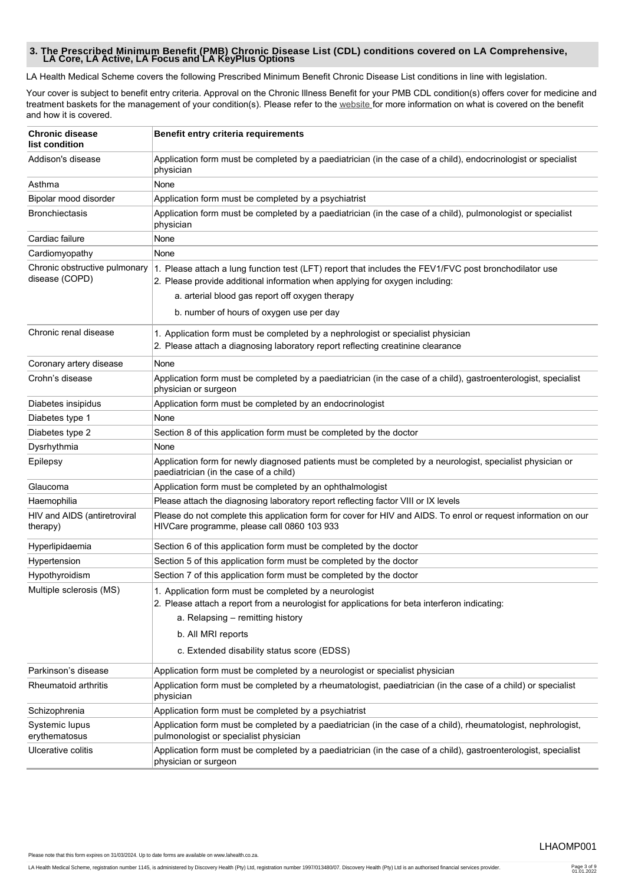## 3. The Prescribed Minimum Benefit (PMB) Chronic Disease List (CDL) conditions covered on LA Comprehensive, LA Core, LA Active, LA Focus and LA KeyPlus Options

LA Health Medical Scheme covers the following Prescribed Minimum Benefit Chronic Disease List conditions in line with legislation.

Your cover is subject to benefit entry criteria. Approval on the Chronic Illness Benefit for your PMB CDL condition(s) offers cover for medicine and treatment baskets for the management of your condition(s). Please refer to the website for more information on what is covered on the benefit and how it is covered.

| Chronic disease list condition | Benefit entry criteria requirements |
|---|---|
| Addison's disease | Application form must be completed by a paediatrician (in the case of a child), endocrinologist or specialist physician |
| Asthma | None |
| Bipolar mood disorder | Application form must be completed by a psychiatrist |
| Bronchiectasis | Application form must be completed by a paediatrician (in the case of a child), pulmonologist or specialist physician |
| Cardiac failure | None |
| Cardiomyopathy | None |
| Chronic obstructive pulmonary disease (COPD) | 1. Please attach a lung function test (LFT) report that includes the FEV1/FVC post bronchodilator use<br>2. Please provide additional information when applying for oxygen including:<br>a. arterial blood gas report off oxygen therapy<br>b. number of hours of oxygen use per day |
| Chronic renal disease | 1. Application form must be completed by a nephrologist or specialist physician<br>2. Please attach a diagnosing laboratory report reflecting creatinine clearance |
| Coronary artery disease | None |
| Crohn's disease | Application form must be completed by a paediatrician (in the case of a child), gastroenterologist, specialist physician or surgeon |
| Diabetes insipidus | Application form must be completed by an endocrinologist |
| Diabetes type 1 | None |
| Diabetes type 2 | Section 8 of this application form must be completed by the doctor |
| Dysrhythmia | None |
| Epilepsy | Application form for newly diagnosed patients must be completed by a neurologist, specialist physician or paediatrician (in the case of a child) |
| Glaucoma | Application form must be completed by an ophthalmologist |
| Haemophilia | Please attach the diagnosing laboratory report reflecting factor VIII or IX levels |
| HIV and AIDS (antiretroviral therapy) | Please do not complete this application form for cover for HIV and AIDS. To enrol or request information on our HIVCare programme, please call 0860 103 933 |
| Hyperlipidaemia | Section 6 of this application form must be completed by the doctor |
| Hypertension | Section 5 of this application form must be completed by the doctor |
| Hypothyroidism | Section 7 of this application form must be completed by the doctor |
| Multiple sclerosis (MS) | 1. Application form must be completed by a neurologist<br>2. Please attach a report from a neurologist for applications for beta interferon indicating:<br>a. Relapsing – remitting history<br>b. All MRI reports<br>c. Extended disability status score (EDSS) |
| Parkinson's disease | Application form must be completed by a neurologist or specialist physician |
| Rheumatoid arthritis | Application form must be completed by a rheumatologist, paediatrician (in the case of a child) or specialist physician |
| Schizophrenia | Application form must be completed by a psychiatrist |
| Systemic lupus erythematosus | Application form must be completed by a paediatrician (in the case of a child), rheumatologist, nephrologist, pulmonologist or specialist physician |
| Ulcerative colitis | Application form must be completed by a paediatrician (in the case of a child), gastroenterologist, specialist physician or surgeon |

Please note that this form expires on 31/03/2024. Up to date forms are available on www.lahealth.co.za.

LHAOMP001

LA Health Medical Scheme, registration number 1145, is administered by Discovery Health (Pty) Ltd, registration number 1997/013480/07. Discovery Health (Pty) Ltd is an authorised financial services provider.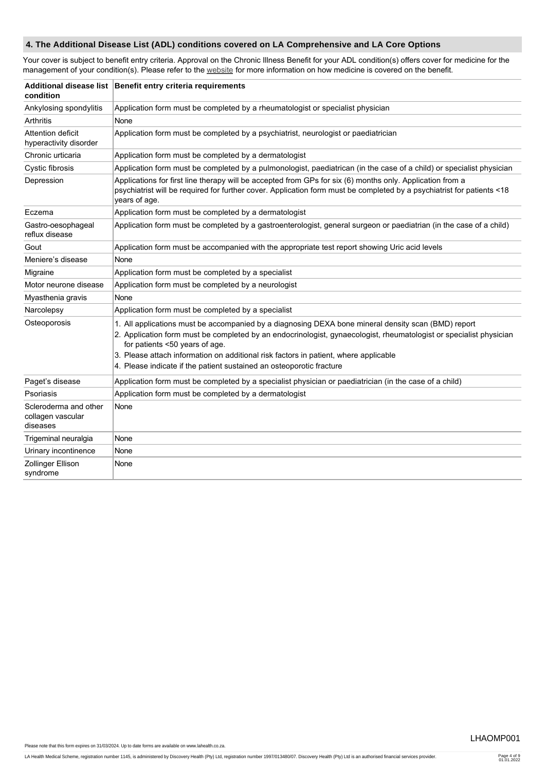## 4. The Additional Disease List (ADL) conditions covered on LA Comprehensive and LA Core Options

Your cover is subject to benefit entry criteria. Approval on the Chronic Illness Benefit for your ADL condition(s) offers cover for medicine for the management of your condition(s). Please refer to the website for more information on how medicine is covered on the benefit.

| Additional disease list condition | Benefit entry criteria requirements |
|---|---|
| Ankylosing spondylitis | Application form must be completed by a rheumatologist or specialist physician |
| Arthritis | None |
| Attention deficit hyperactivity disorder | Application form must be completed by a psychiatrist, neurologist or paediatrician |
| Chronic urticaria | Application form must be completed by a dermatologist |
| Cystic fibrosis | Application form must be completed by a pulmonologist, paediatrican (in the case of a child) or specialist physician |
| Depression | Applications for first line therapy will be accepted from GPs for six (6) months only. Application from a psychiatrist will be required for further cover. Application form must be completed by a psychiatrist for patients <18 years of age. |
| Eczema | Application form must be completed by a dermatologist |
| Gastro-oesophageal reflux disease | Application form must be completed by a gastroenterologist, general surgeon or paediatrian (in the case of a child) |
| Gout | Application form must be accompanied with the appropriate test report showing Uric acid levels |
| Meniere's disease | None |
| Migraine | Application form must be completed by a specialist |
| Motor neurone disease | Application form must be completed by a neurologist |
| Myasthenia gravis | None |
| Narcolepsy | Application form must be completed by a specialist |
| Osteoporosis | 1. All applications must be accompanied by a diagnosing DEXA bone mineral density scan (BMD) report<br>2. Application form must be completed by an endocrinologist, gynaecologist, rheumatologist or specialist physician for patients <50 years of age.<br>3. Please attach information on additional risk factors in patient, where applicable<br>4. Please indicate if the patient sustained an osteoporotic fracture |
| Paget's disease | Application form must be completed by a specialist physician or paediatrician (in the case of a child) |
| Psoriasis | Application form must be completed by a dermatologist |
| Scleroderma and other collagen vascular diseases | None |
| Trigeminal neuralgia | None |
| Urinary incontinence | None |
| Zollinger Ellison syndrome | None |

Please note that this form expires on 31/03/2024. Up to date forms are available on www.lahealth.co.za.

LA Health Medical Scheme, registration number 1145, is administered by Discovery Health (Pty) Ltd, registration number 1997/013480/07. Discovery Health (Pty) Ltd is an authorised financial services provider.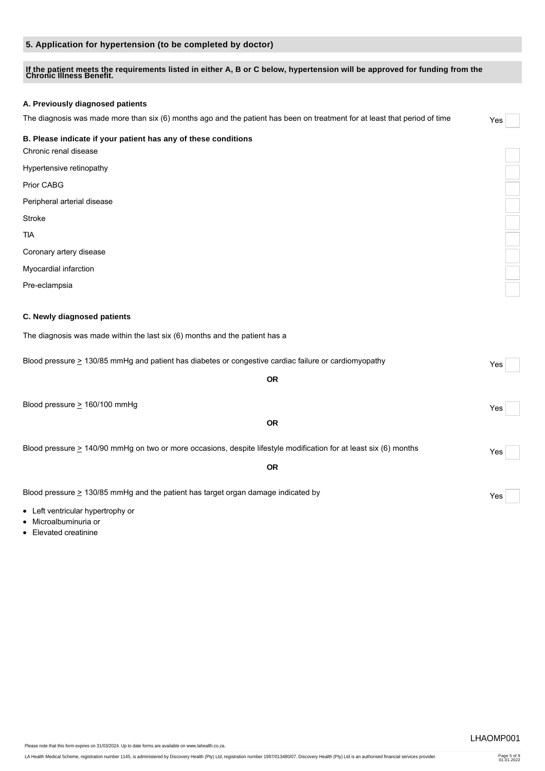## 5. Application for hypertension (to be completed by doctor)

**If the patient meets the requirements listed in either A, B or C below, hypertension will be approved for funding from the Chronic Illness Benefit.**

### A. Previously diagnosed patients

The diagnosis was made more than six (6) months ago and the patient has been on treatment for at least that period of time — Yes ☐

### B. Please indicate if your patient has any of these conditions

- Chronic renal disease ☐
- Hypertensive retinopathy ☐
- Prior CABG ☐
- Peripheral arterial disease ☐
- Stroke ☐
- TIA ☐
- Coronary artery disease ☐
- Myocardial infarction ☐
- Pre-eclampsia ☐

### C. Newly diagnosed patients

The diagnosis was made within the last six (6) months and the patient has a

Blood pressure $\geq$ 130/85 mmHg and patient has diabetes or congestive cardiac failure or cardiomyopathy — Yes ☐

**OR**

Blood pressure $\geq$ 160/100 mmHg — Yes ☐

**OR**

Blood pressure $\geq$ 140/90 mmHg on two or more occasions, despite lifestyle modification for at least six (6) months — Yes ☐

**OR**

Blood pressure $\geq$ 130/85 mmHg and the patient has target organ damage indicated by — Yes ☐

- Left ventricular hypertrophy or
- Microalbuminuria or
- Elevated creatinine

Please note that this form expires on 31/03/2024. Up to date forms are available on www.lahealth.co.za.

LHAOMP001

LA Health Medical Scheme, registration number 1145, is administered by Discovery Health (Pty) Ltd, registration number 1997/013480/07. Discovery Health (Pty) Ltd is an authorised financial services provider.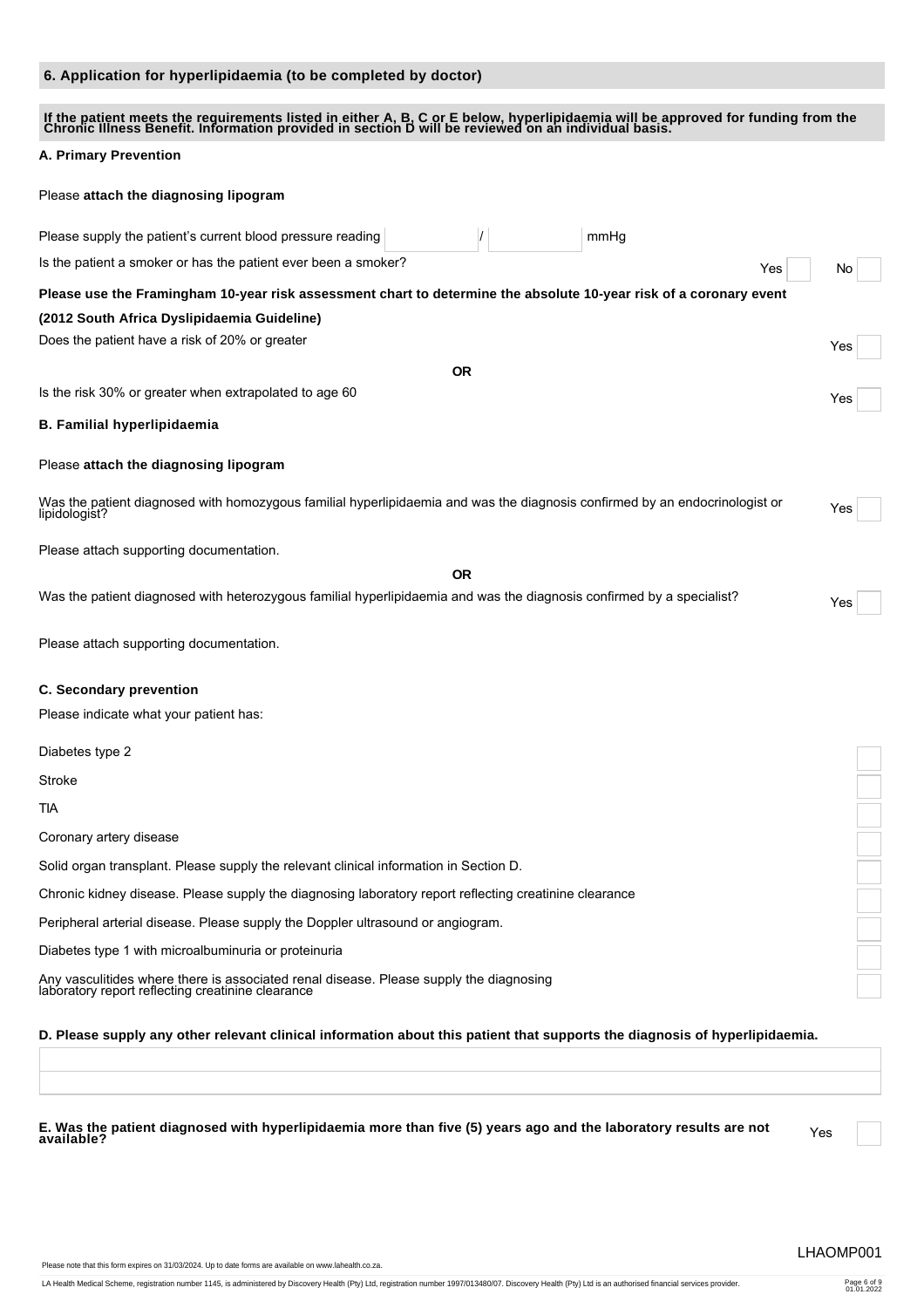## 6. Application for hyperlipidaemia (to be completed by doctor)

**If the patient meets the requirements listed in either A, B, C or E below, hyperlipidaemia will be approved for funding from the Chronic Illness Benefit. Information provided in section D will be reviewed on an individual basis.**

### A. Primary Prevention

Please **attach the diagnosing lipogram**

Please supply the patient's current blood pressure reading ______ / ______ mmHg

Is the patient a smoker or has the patient ever been a smoker? Yes ☐ No ☐

**Please use the Framingham 10-year risk assessment chart to determine the absolute 10-year risk of a coronary event (2012 South Africa Dyslipidaemia Guideline)**

Does the patient have a risk of 20% or greater Yes ☐

**OR**

Is the risk 30% or greater when extrapolated to age 60 Yes ☐

### B. Familial hyperlipidaemia

Please **attach the diagnosing lipogram**

Was the patient diagnosed with homozygous familial hyperlipidaemia and was the diagnosis confirmed by an endocrinologist or lipidologist? Yes ☐

Please attach supporting documentation.

**OR**

Was the patient diagnosed with heterozygous familial hyperlipidaemia and was the diagnosis confirmed by a specialist? Yes ☐

Please attach supporting documentation.

### C. Secondary prevention

Please indicate what your patient has:

- Diabetes type 2 ☐
- Stroke ☐
- TIA ☐
- Coronary artery disease ☐
- Solid organ transplant. Please supply the relevant clinical information in Section D. ☐
- Chronic kidney disease. Please supply the diagnosing laboratory report reflecting creatinine clearance ☐
- Peripheral arterial disease. Please supply the Doppler ultrasound or angiogram. ☐
- Diabetes type 1 with microalbuminuria or proteinuria ☐
- Any vasculitides where there is associated renal disease. Please supply the diagnosing laboratory report reflecting creatinine clearance ☐

### D. Please supply any other relevant clinical information about this patient that supports the diagnosis of hyperlipidaemia.

______________________________________________

______________________________________________

**E. Was the patient diagnosed with hyperlipidaemia more than five (5) years ago and the laboratory results are not available?** Yes ☐

LHAOMP001

Please note that this form expires on 31/03/2024. Up to date forms are available on www.lahealth.co.za.

LA Health Medical Scheme, registration number 1145, is administered by Discovery Health (Pty) Ltd, registration number 1997/013480/07. Discovery Health (Pty) Ltd is an authorised financial services provider.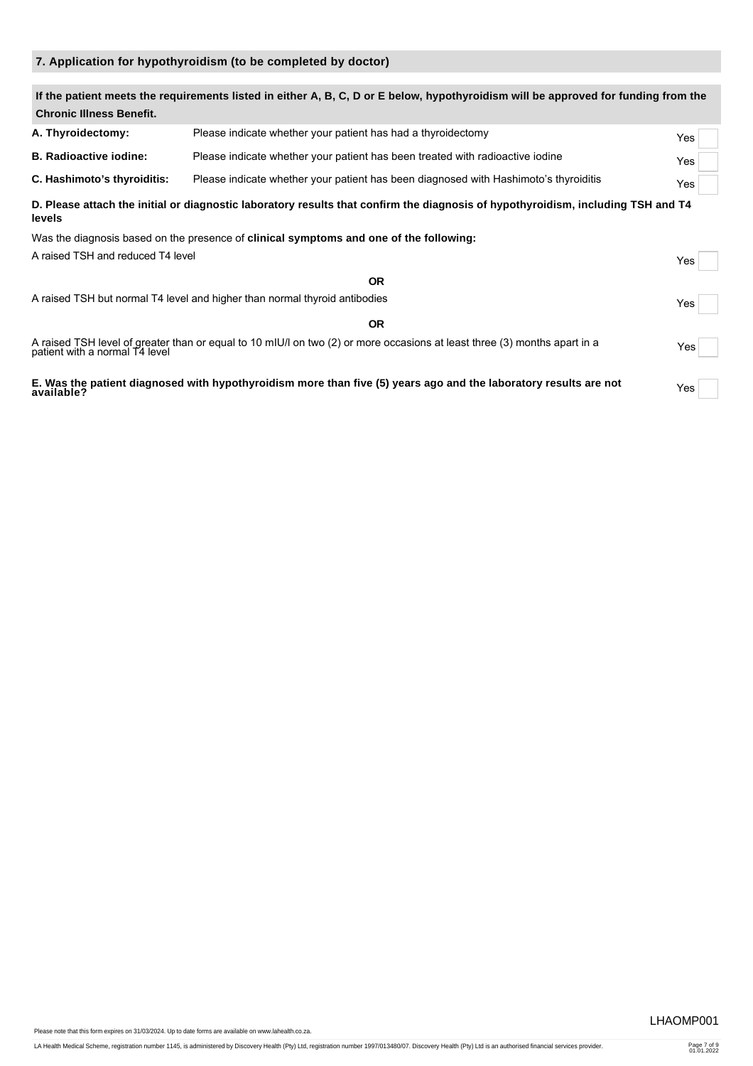## 7. Application for hypothyroidism (to be completed by doctor)

**If the patient meets the requirements listed in either A, B, C, D or E below, hypothyroidism will be approved for funding from the Chronic Illness Benefit.**

| | | |
|---|---|---|
| **A. Thyroidectomy:** | Please indicate whether your patient has had a thyroidectomy | Yes ☐ |
| **B. Radioactive iodine:** | Please indicate whether your patient has been treated with radioactive iodine | Yes ☐ |
| **C. Hashimoto's thyroiditis:** | Please indicate whether your patient has been diagnosed with Hashimoto's thyroiditis | Yes ☐ |

**D. Please attach the initial or diagnostic laboratory results that confirm the diagnosis of hypothyroidism, including TSH and T4 levels**

Was the diagnosis based on the presence of **clinical symptoms and one of the following:**

A raised TSH and reduced T4 level — Yes ☐

**OR**

A raised TSH but normal T4 level and higher than normal thyroid antibodies — Yes ☐

**OR**

A raised TSH level of greater than or equal to 10 mIU/l on two (2) or more occasions at least three (3) months apart in a patient with a normal T4 level — Yes ☐

**E. Was the patient diagnosed with hypothyroidism more than five (5) years ago and the laboratory results are not available?** — Yes ☐

Please note that this form expires on 31/03/2024. Up to date forms are available on www.lahealth.co.za.

LHAOMP001

LA Health Medical Scheme, registration number 1145, is administered by Discovery Health (Pty) Ltd, registration number 1997/013480/07. Discovery Health (Pty) Ltd is an authorised financial services provider.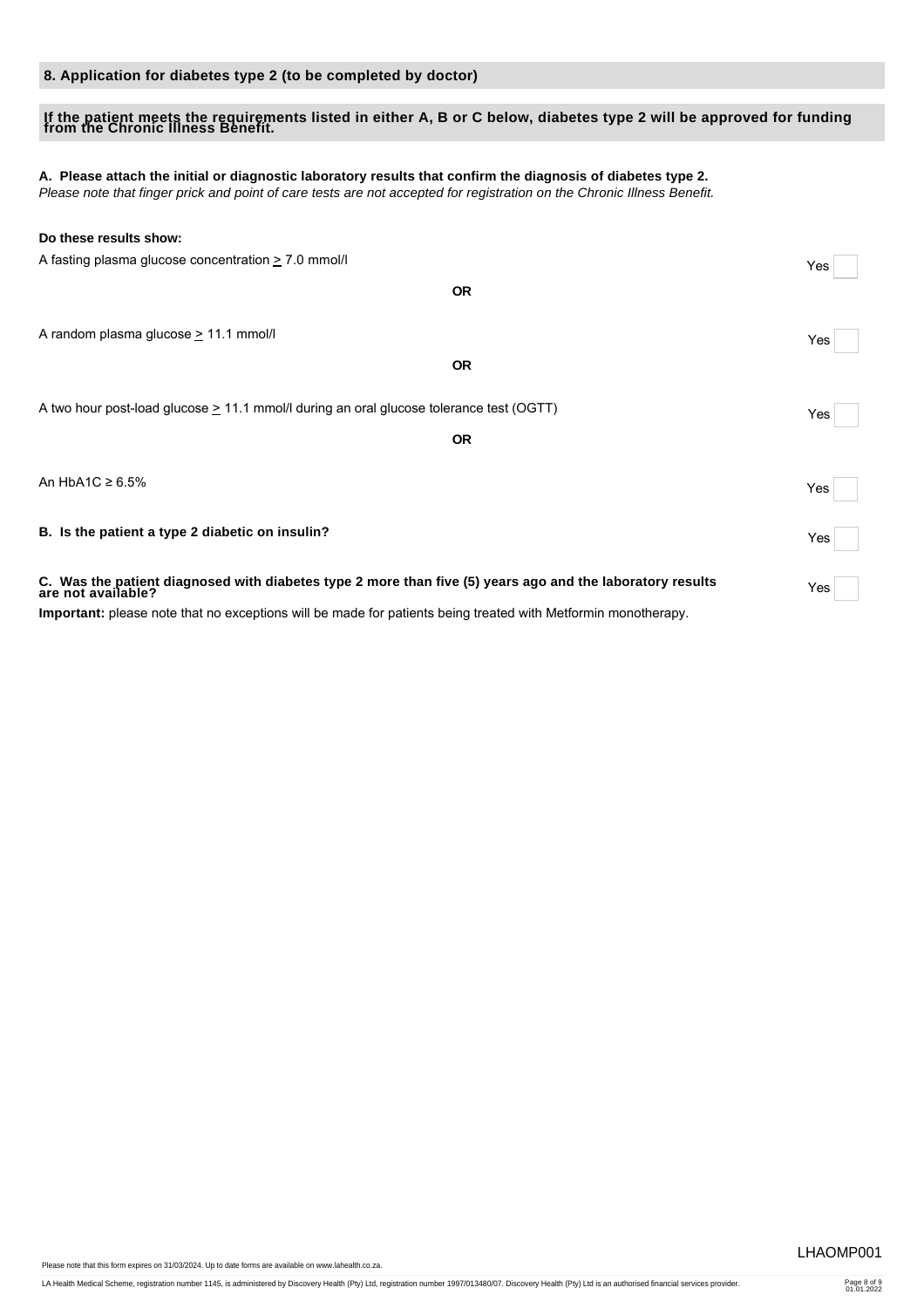## 8. Application for diabetes type 2 (to be completed by doctor)

**If the patient meets the requirements listed in either A, B or C below, diabetes type 2 will be approved for funding from the Chronic Illness Benefit.**

**A. Please attach the initial or diagnostic laboratory results that confirm the diagnosis of diabetes type 2.**
*Please note that finger prick and point of care tests are not accepted for registration on the Chronic Illness Benefit.*

**Do these results show:**

A fasting plasma glucose concentration ≥ 7.0 mmol/l — Yes ☐

**OR**

A random plasma glucose ≥ 11.1 mmol/l — Yes ☐

**OR**

A two hour post-load glucose ≥ 11.1 mmol/l during an oral glucose tolerance test (OGTT) — Yes ☐

**OR**

An HbA1C ≥ 6.5% — Yes ☐

**B. Is the patient a type 2 diabetic on insulin?** — Yes ☐

**C. Was the patient diagnosed with diabetes type 2 more than five (5) years ago and the laboratory results are not available?** — Yes ☐

**Important:** please note that no exceptions will be made for patients being treated with Metformin monotherapy.

Please note that this form expires on 31/03/2024. Up to date forms are available on www.lahealth.co.za.

LHAOMP001

LA Health Medical Scheme, registration number 1145, is administered by Discovery Health (Pty) Ltd, registration number 1997/013480/07. Discovery Health (Pty) Ltd is an authorised financial services provider.

01.01.2022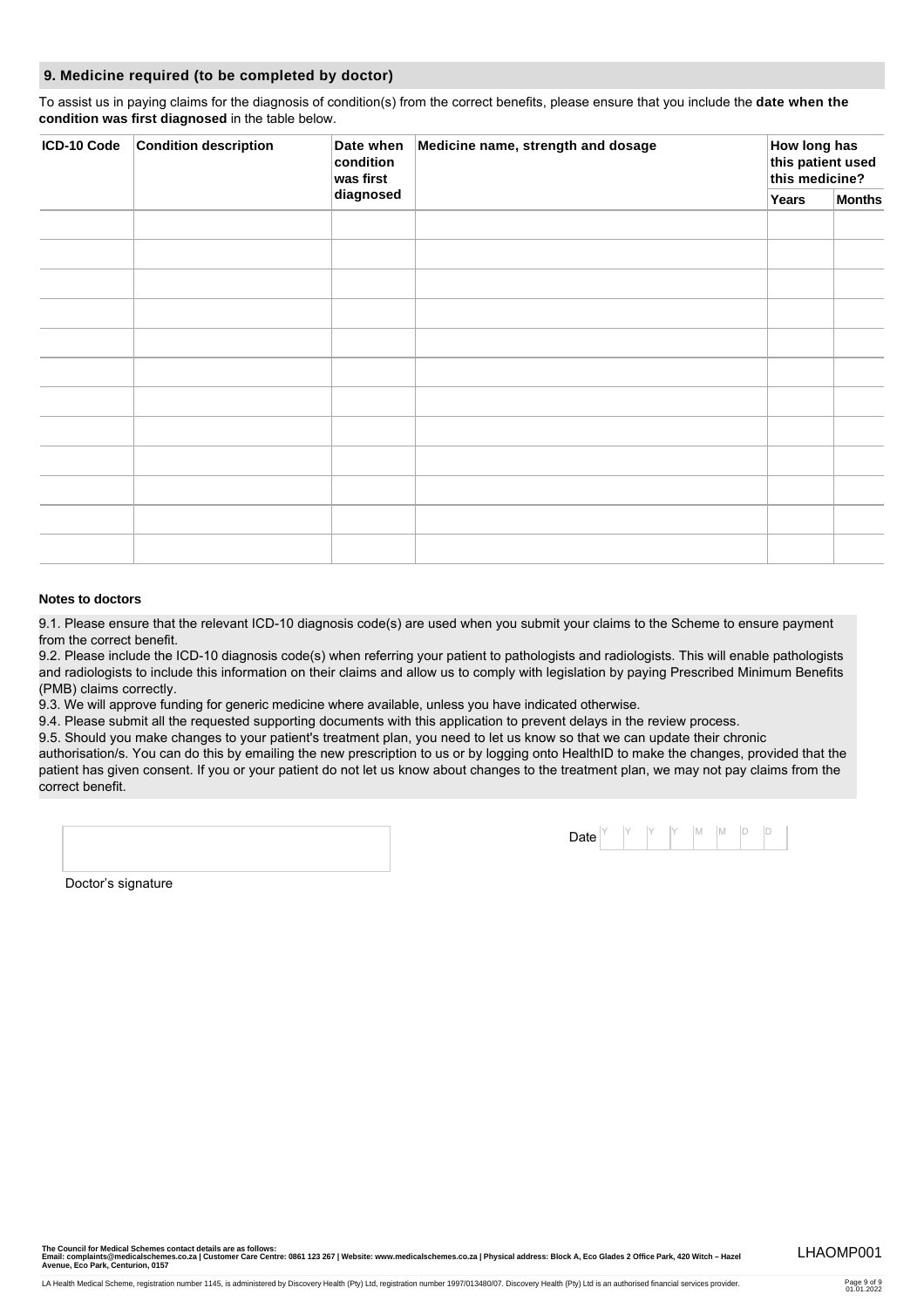## 9. Medicine required (to be completed by doctor)

To assist us in paying claims for the diagnosis of condition(s) from the correct benefits, please ensure that you include the **date when the condition was first diagnosed** in the table below.

| ICD-10 Code | Condition description | Date when condition was first diagnosed | Medicine name, strength and dosage | How long has this patient used this medicine? | |
|---|---|---|---|---|---|
| | | | | Years | Months |
| | | | | | |
| | | | | | |
| | | | | | |
| | | | | | |
| | | | | | |
| | | | | | |
| | | | | | |
| | | | | | |
| | | | | | |
| | | | | | |
| | | | | | |
| | | | | | |

**Notes to doctors**

9.1. Please ensure that the relevant ICD-10 diagnosis code(s) are used when you submit your claims to the Scheme to ensure payment from the correct benefit.
9.2. Please include the ICD-10 diagnosis code(s) when referring your patient to pathologists and radiologists. This will enable pathologists and radiologists to include this information on their claims and allow us to comply with legislation by paying Prescribed Minimum Benefits (PMB) claims correctly.
9.3. We will approve funding for generic medicine where available, unless you have indicated otherwise.
9.4. Please submit all the requested supporting documents with this application to prevent delays in the review process.
9.5. Should you make changes to your patient's treatment plan, you need to let us know so that we can update their chronic authorisation/s. You can do this by emailing the new prescription to us or by logging onto HealthID to make the changes, provided that the patient has given consent. If you or your patient do not let us know about changes to the treatment plan, we may not pay claims from the correct benefit.

Doctor's signature

Date Y Y Y Y M M D D

**The Council for Medical Schemes contact details are as follows:**
**Email: complaints@medicalschemes.co.za | Customer Care Centre: 0861 123 267 | Website: www.medicalschemes.co.za | Physical address: Block A, Eco Glades 2 Office Park, 420 Witch – Hazel Avenue, Eco Park, Centurion, 0157**

LHAOMP001

LA Health Medical Scheme, registration number 1145, is administered by Discovery Health (Pty) Ltd, registration number 1997/013480/07. Discovery Health (Pty) Ltd is an authorised financial services provider.

01.01.2022